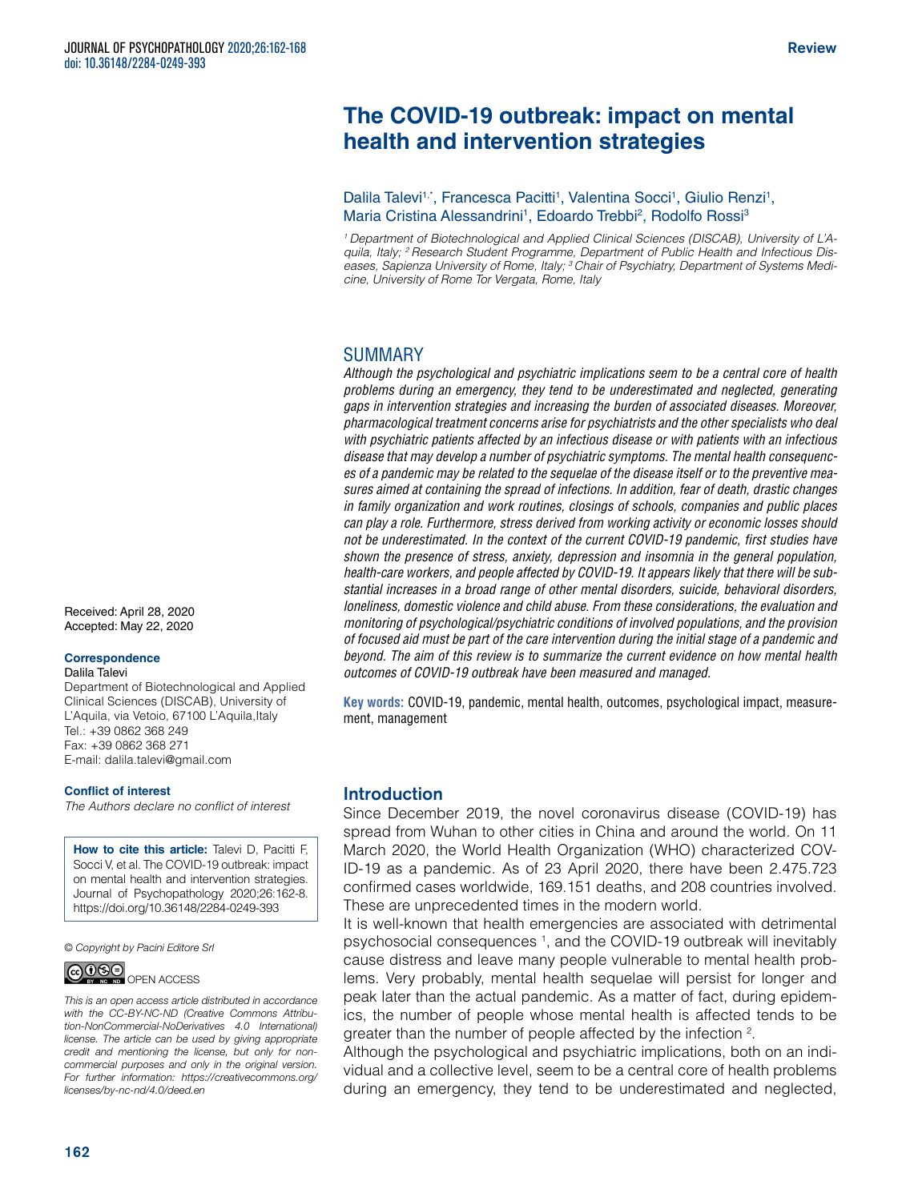Review

# The COVID-19 outbreak: impact on mental health and intervention strategies

Dalila Talevi[1,*], Francesca Pacitti[1], Valentina Socci[1], Giulio Renzi[1], Maria Cristina Alessandrini[1], Edoardo Trebbi[2], Rodolfo Rossi[3]

*[1] Department of Biotechnological and Applied Clinical Sciences (DISCAB), University of L'Aquila, Italy; [2] Research Student Programme, Department of Public Health and Infectious Diseases, Sapienza University of Rome, Italy; [3] Chair of Psychiatry, Department of Systems Medicine, University of Rome Tor Vergata, Rome, Italy*

## SUMMARY

*Although the psychological and psychiatric implications seem to be a central core of health problems during an emergency, they tend to be underestimated and neglected, generating gaps in intervention strategies and increasing the burden of associated diseases. Moreover, pharmacological treatment concerns arise for psychiatrists and the other specialists who deal with psychiatric patients affected by an infectious disease or with patients with an infectious disease that may develop a number of psychiatric symptoms. The mental health consequences of a pandemic may be related to the sequelae of the disease itself or to the preventive measures aimed at containing the spread of infections. In addition, fear of death, drastic changes in family organization and work routines, closings of schools, companies and public places can play a role. Furthermore, stress derived from working activity or economic losses should not be underestimated. In the context of the current COVID-19 pandemic, first studies have shown the presence of stress, anxiety, depression and insomnia in the general population, health-care workers, and people affected by COVID-19. It appears likely that there will be substantial increases in a broad range of other mental disorders, suicide, behavioral disorders, loneliness, domestic violence and child abuse. From these considerations, the evaluation and monitoring of psychological/psychiatric conditions of involved populations, and the provision of focused aid must be part of the care intervention during the initial stage of a pandemic and beyond. The aim of this review is to summarize the current evidence on how mental health outcomes of COVID-19 outbreak have been measured and managed.*

**Key words:** COVID-19, pandemic, mental health, outcomes, psychological impact, measurement, management

Received: April 28, 2020
Accepted: May 22, 2020

**Correspondence**
Dalila Talevi
Department of Biotechnological and Applied Clinical Sciences (DISCAB), University of L'Aquila, via Vetoio, 67100 L'Aquila,Italy
Tel.: +39 0862 368 249
Fax: +39 0862 368 271
E-mail: dalila.talevi@gmail.com

**Conflict of interest**
*The Authors declare no conflict of interest*

**How to cite this article:** Talevi D, Pacitti F, Socci V, et al. The COVID-19 outbreak: impact on mental health and intervention strategies. Journal of Psychopathology 2020;26:162-8. https://doi.org/10.36148/2284-0249-393

*© Copyright by Pacini Editore Srl*

OPEN ACCESS

*This is an open access article distributed in accordance with the CC-BY-NC-ND (Creative Commons Attribution-NonCommercial-NoDerivatives 4.0 International) license. The article can be used by giving appropriate credit and mentioning the license, but only for noncommercial purposes and only in the original version. For further information: https://creativecommons.org/licenses/by-nc-nd/4.0/deed.en*

## Introduction

Since December 2019, the novel coronavirus disease (COVID-19) has spread from Wuhan to other cities in China and around the world. On 11 March 2020, the World Health Organization (WHO) characterized COVID-19 as a pandemic. As of 23 April 2020, there have been 2.475.723 confirmed cases worldwide, 169.151 deaths, and 208 countries involved. These are unprecedented times in the modern world.

It is well-known that health emergencies are associated with detrimental psychosocial consequences [1], and the COVID-19 outbreak will inevitably cause distress and leave many people vulnerable to mental health problems. Very probably, mental health sequelae will persist for longer and peak later than the actual pandemic. As a matter of fact, during epidemics, the number of people whose mental health is affected tends to be greater than the number of people affected by the infection [2].

Although the psychological and psychiatric implications, both on an individual and a collective level, seem to be a central core of health problems during an emergency, they tend to be underestimated and neglected,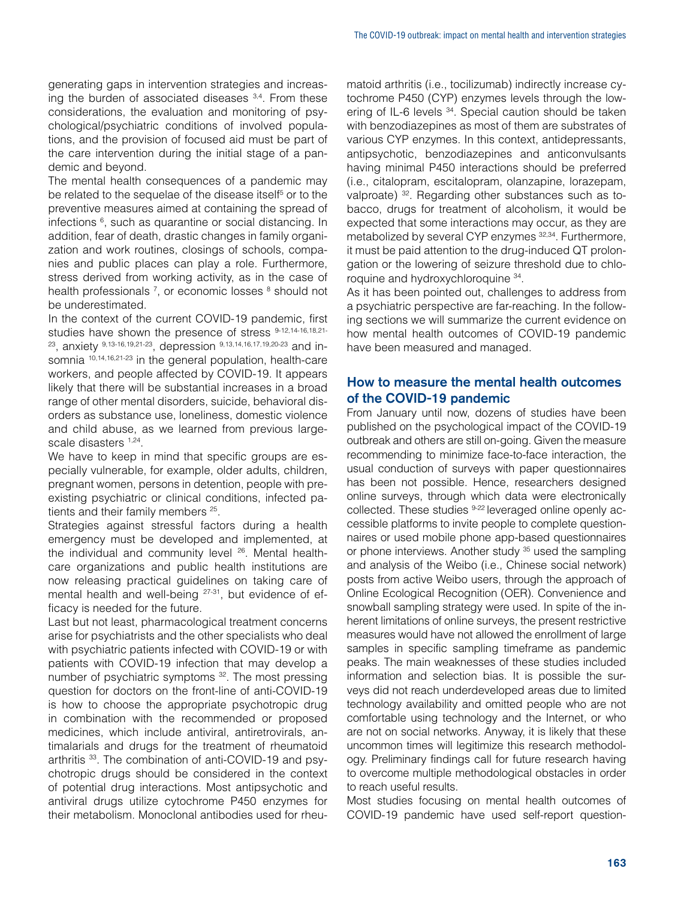generating gaps in intervention strategies and increasing the burden of associated diseases [3,4]. From these considerations, the evaluation and monitoring of psychological/psychiatric conditions of involved populations, and the provision of focused aid must be part of the care intervention during the initial stage of a pandemic and beyond.

The mental health consequences of a pandemic may be related to the sequelae of the disease itself[5] or to the preventive measures aimed at containing the spread of infections [6], such as quarantine or social distancing. In addition, fear of death, drastic changes in family organization and work routines, closings of schools, companies and public places can play a role. Furthermore, stress derived from working activity, as in the case of health professionals [7], or economic losses [8] should not be underestimated.

In the context of the current COVID-19 pandemic, first studies have shown the presence of stress [9-12,14-16,18,21-23], anxiety [9,13-16,19,21-23], depression [9,13,14,16,17,19,20-23] and insomnia [10,14,16,21-23] in the general population, health-care workers, and people affected by COVID-19. It appears likely that there will be substantial increases in a broad range of other mental disorders, suicide, behavioral disorders as substance use, loneliness, domestic violence and child abuse, as we learned from previous large-scale disasters [1,24].

We have to keep in mind that specific groups are especially vulnerable, for example, older adults, children, pregnant women, persons in detention, people with preexisting psychiatric or clinical conditions, infected patients and their family members [25].

Strategies against stressful factors during a health emergency must be developed and implemented, at the individual and community level [26]. Mental healthcare organizations and public health institutions are now releasing practical guidelines on taking care of mental health and well-being [27-31], but evidence of efficacy is needed for the future.

Last but not least, pharmacological treatment concerns arise for psychiatrists and the other specialists who deal with psychiatric patients infected with COVID-19 or with patients with COVID-19 infection that may develop a number of psychiatric symptoms [32]. The most pressing question for doctors on the front-line of anti-COVID-19 is how to choose the appropriate psychotropic drug in combination with the recommended or proposed medicines, which include antiviral, antiretrovirals, antimalarials and drugs for the treatment of rheumatoid arthritis [33]. The combination of anti-COVID-19 and psychotropic drugs should be considered in the context of potential drug interactions. Most antipsychotic and antiviral drugs utilize cytochrome P450 enzymes for their metabolism. Monoclonal antibodies used for rheumatoid arthritis (i.e., tocilizumab) indirectly increase cytochrome P450 (CYP) enzymes levels through the lowering of IL-6 levels [34]. Special caution should be taken with benzodiazepines as most of them are substrates of various CYP enzymes. In this context, antidepressants, antipsychotic, benzodiazepines and anticonvulsants having minimal P450 interactions should be preferred (i.e., citalopram, escitalopram, olanzapine, lorazepam, valproate) [32]. Regarding other substances such as tobacco, drugs for treatment of alcoholism, it would be expected that some interactions may occur, as they are metabolized by several CYP enzymes [32,34]. Furthermore, it must be paid attention to the drug-induced QT prolongation or the lowering of seizure threshold due to chloroquine and hydroxychloroquine [34].

As it has been pointed out, challenges to address from a psychiatric perspective are far-reaching. In the following sections we will summarize the current evidence on how mental health outcomes of COVID-19 pandemic have been measured and managed.

## How to measure the mental health outcomes of the COVID-19 pandemic

From January until now, dozens of studies have been published on the psychological impact of the COVID-19 outbreak and others are still on-going. Given the measure recommending to minimize face-to-face interaction, the usual conduction of surveys with paper questionnaires has been not possible. Hence, researchers designed online surveys, through which data were electronically collected. These studies [9-22] leveraged online openly accessible platforms to invite people to complete questionnaires or used mobile phone app-based questionnaires or phone interviews. Another study [35] used the sampling and analysis of the Weibo (i.e., Chinese social network) posts from active Weibo users, through the approach of Online Ecological Recognition (OER). Convenience and snowball sampling strategy were used. In spite of the inherent limitations of online surveys, the present restrictive measures would have not allowed the enrollment of large samples in specific sampling timeframe as pandemic peaks. The main weaknesses of these studies included information and selection bias. It is possible the surveys did not reach underdeveloped areas due to limited technology availability and omitted people who are not comfortable using technology and the Internet, or who are not on social networks. Anyway, it is likely that these uncommon times will legitimize this research methodology. Preliminary findings call for future research having to overcome multiple methodological obstacles in order to reach useful results.

Most studies focusing on mental health outcomes of COVID-19 pandemic have used self-report question-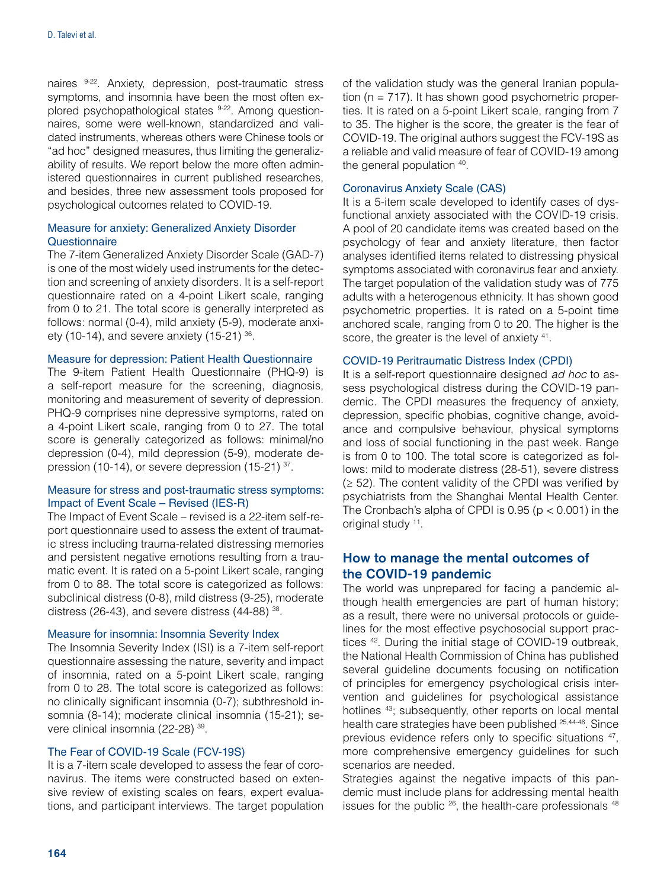naires [9-22]. Anxiety, depression, post-traumatic stress symptoms, and insomnia have been the most often explored psychopathological states [9-22]. Among questionnaires, some were well-known, standardized and validated instruments, whereas others were Chinese tools or "ad hoc" designed measures, thus limiting the generalizability of results. We report below the more often administered questionnaires in current published researches, and besides, three new assessment tools proposed for psychological outcomes related to COVID-19.

### Measure for anxiety: Generalized Anxiety Disorder Questionnaire

The 7-item Generalized Anxiety Disorder Scale (GAD-7) is one of the most widely used instruments for the detection and screening of anxiety disorders. It is a self-report questionnaire rated on a 4-point Likert scale, ranging from 0 to 21. The total score is generally interpreted as follows: normal (0-4), mild anxiety (5-9), moderate anxiety (10-14), and severe anxiety (15-21) [36].

### Measure for depression: Patient Health Questionnaire

The 9-item Patient Health Questionnaire (PHQ-9) is a self-report measure for the screening, diagnosis, monitoring and measurement of severity of depression. PHQ-9 comprises nine depressive symptoms, rated on a 4-point Likert scale, ranging from 0 to 27. The total score is generally categorized as follows: minimal/no depression (0-4), mild depression (5-9), moderate depression (10-14), or severe depression (15-21) [37].

### Measure for stress and post-traumatic stress symptoms: Impact of Event Scale – Revised (IES-R)

The Impact of Event Scale – revised is a 22-item self-report questionnaire used to assess the extent of traumatic stress including trauma-related distressing memories and persistent negative emotions resulting from a traumatic event. It is rated on a 5-point Likert scale, ranging from 0 to 88. The total score is categorized as follows: subclinical distress (0-8), mild distress (9-25), moderate distress (26-43), and severe distress (44-88) [38].

### Measure for insomnia: Insomnia Severity Index

The Insomnia Severity Index (ISI) is a 7-item self-report questionnaire assessing the nature, severity and impact of insomnia, rated on a 5-point Likert scale, ranging from 0 to 28. The total score is categorized as follows: no clinically significant insomnia (0-7); subthreshold insomnia (8-14); moderate clinical insomnia (15-21); severe clinical insomnia (22-28) [39].

### The Fear of COVID-19 Scale (FCV-19S)

It is a 7-item scale developed to assess the fear of coronavirus. The items were constructed based on extensive review of existing scales on fears, expert evaluations, and participant interviews. The target population of the validation study was the general Iranian population (n = 717). It has shown good psychometric properties. It is rated on a 5-point Likert scale, ranging from 7 to 35. The higher is the score, the greater is the fear of COVID-19. The original authors suggest the FCV-19S as a reliable and valid measure of fear of COVID-19 among the general population [40].

### Coronavirus Anxiety Scale (CAS)

It is a 5-item scale developed to identify cases of dysfunctional anxiety associated with the COVID-19 crisis. A pool of 20 candidate items was created based on the psychology of fear and anxiety literature, then factor analyses identified items related to distressing physical symptoms associated with coronavirus fear and anxiety. The target population of the validation study was of 775 adults with a heterogenous ethnicity. It has shown good psychometric properties. It is rated on a 5-point time anchored scale, ranging from 0 to 20. The higher is the score, the greater is the level of anxiety [41].

### COVID-19 Peritraumatic Distress Index (CPDI)

It is a self-report questionnaire designed *ad hoc* to assess psychological distress during the COVID-19 pandemic. The CPDI measures the frequency of anxiety, depression, specific phobias, cognitive change, avoidance and compulsive behaviour, physical symptoms and loss of social functioning in the past week. Range is from 0 to 100. The total score is categorized as follows: mild to moderate distress (28-51), severe distress (≥ 52). The content validity of the CPDI was verified by psychiatrists from the Shanghai Mental Health Center. The Cronbach's alpha of CPDI is 0.95 ($p < 0.001$) in the original study [11].

## How to manage the mental outcomes of the COVID-19 pandemic

The world was unprepared for facing a pandemic although health emergencies are part of human history; as a result, there were no universal protocols or guidelines for the most effective psychosocial support practices [42]. During the initial stage of COVID-19 outbreak, the National Health Commission of China has published several guideline documents focusing on notification of principles for emergency psychological crisis intervention and guidelines for psychological assistance hotlines [43]; subsequently, other reports on local mental health care strategies have been published [25,44-46]. Since previous evidence refers only to specific situations [47], more comprehensive emergency guidelines for such scenarios are needed.

Strategies against the negative impacts of this pandemic must include plans for addressing mental health issues for the public [26], the health-care professionals [48]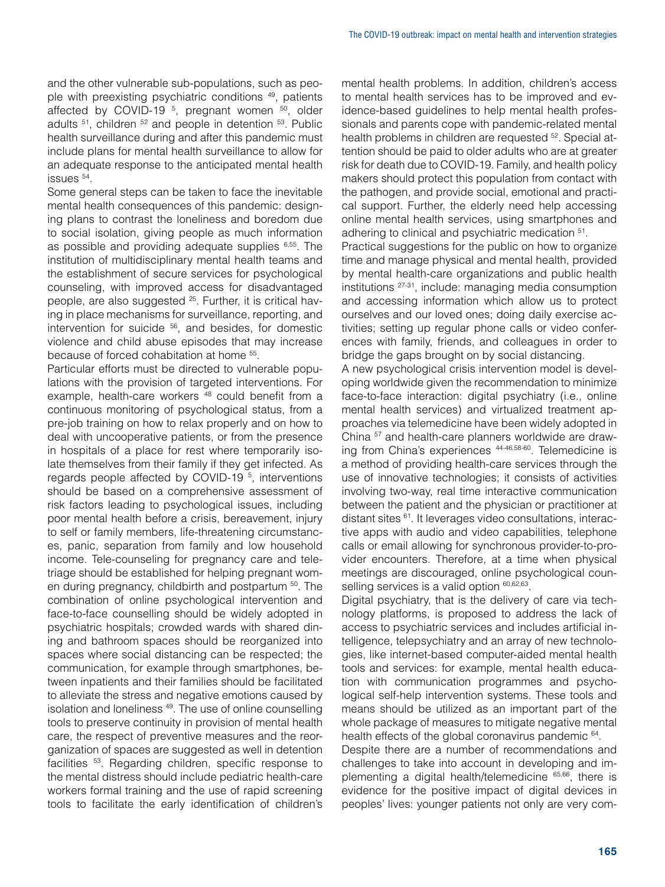and the other vulnerable sub-populations, such as people with preexisting psychiatric conditions [49], patients affected by COVID-19 [5], pregnant women [50], older adults [51], children [52] and people in detention [53]. Public health surveillance during and after this pandemic must include plans for mental health surveillance to allow for an adequate response to the anticipated mental health issues [54].

Some general steps can be taken to face the inevitable mental health consequences of this pandemic: designing plans to contrast the loneliness and boredom due to social isolation, giving people as much information as possible and providing adequate supplies [6,55]. The institution of multidisciplinary mental health teams and the establishment of secure services for psychological counseling, with improved access for disadvantaged people, are also suggested [25]. Further, it is critical having in place mechanisms for surveillance, reporting, and intervention for suicide [56], and besides, for domestic violence and child abuse episodes that may increase because of forced cohabitation at home [55].

Particular efforts must be directed to vulnerable populations with the provision of targeted interventions. For example, health-care workers [48] could benefit from a continuous monitoring of psychological status, from a pre-job training on how to relax properly and on how to deal with uncooperative patients, or from the presence in hospitals of a place for rest where temporarily isolate themselves from their family if they get infected. As regards people affected by COVID-19 [5], interventions should be based on a comprehensive assessment of risk factors leading to psychological issues, including poor mental health before a crisis, bereavement, injury to self or family members, life-threatening circumstances, panic, separation from family and low household income. Tele-counseling for pregnancy care and tele-triage should be established for helping pregnant women during pregnancy, childbirth and postpartum [50]. The combination of online psychological intervention and face-to-face counselling should be widely adopted in psychiatric hospitals; crowded wards with shared dining and bathroom spaces should be reorganized into spaces where social distancing can be respected; the communication, for example through smartphones, between inpatients and their families should be facilitated to alleviate the stress and negative emotions caused by isolation and loneliness [49]. The use of online counselling tools to preserve continuity in provision of mental health care, the respect of preventive measures and the reorganization of spaces are suggested as well in detention facilities [53]. Regarding children, specific response to the mental distress should include pediatric health-care workers formal training and the use of rapid screening tools to facilitate the early identification of children's mental health problems. In addition, children's access to mental health services has to be improved and evidence-based guidelines to help mental health professionals and parents cope with pandemic-related mental health problems in children are requested [52]. Special attention should be paid to older adults who are at greater risk for death due to COVID-19. Family, and health policy makers should protect this population from contact with the pathogen, and provide social, emotional and practical support. Further, the elderly need help accessing online mental health services, using smartphones and adhering to clinical and psychiatric medication [51].

Practical suggestions for the public on how to organize time and manage physical and mental health, provided by mental health-care organizations and public health institutions [27-31], include: managing media consumption and accessing information which allow us to protect ourselves and our loved ones; doing daily exercise activities; setting up regular phone calls or video conferences with family, friends, and colleagues in order to bridge the gaps brought on by social distancing.

A new psychological crisis intervention model is developing worldwide given the recommendation to minimize face-to-face interaction: digital psychiatry (i.e., online mental health services) and virtualized treatment approaches via telemedicine have been widely adopted in China [57] and health-care planners worldwide are drawing from China's experiences [44-46,58-60]. Telemedicine is a method of providing health-care services through the use of innovative technologies; it consists of activities involving two-way, real time interactive communication between the patient and the physician or practitioner at distant sites [61]. It leverages video consultations, interactive apps with audio and video capabilities, telephone calls or email allowing for synchronous provider-to-provider encounters. Therefore, at a time when physical meetings are discouraged, online psychological counselling services is a valid option [60,62,63].

Digital psychiatry, that is the delivery of care via technology platforms, is proposed to address the lack of access to psychiatric services and includes artificial intelligence, telepsychiatry and an array of new technologies, like internet-based computer-aided mental health tools and services: for example, mental health education with communication programmes and psychological self-help intervention systems. These tools and means should be utilized as an important part of the whole package of measures to mitigate negative mental health effects of the global coronavirus pandemic [64].

Despite there are a number of recommendations and challenges to take into account in developing and implementing a digital health/telemedicine [65,66], there is evidence for the positive impact of digital devices in peoples' lives: younger patients not only are very com-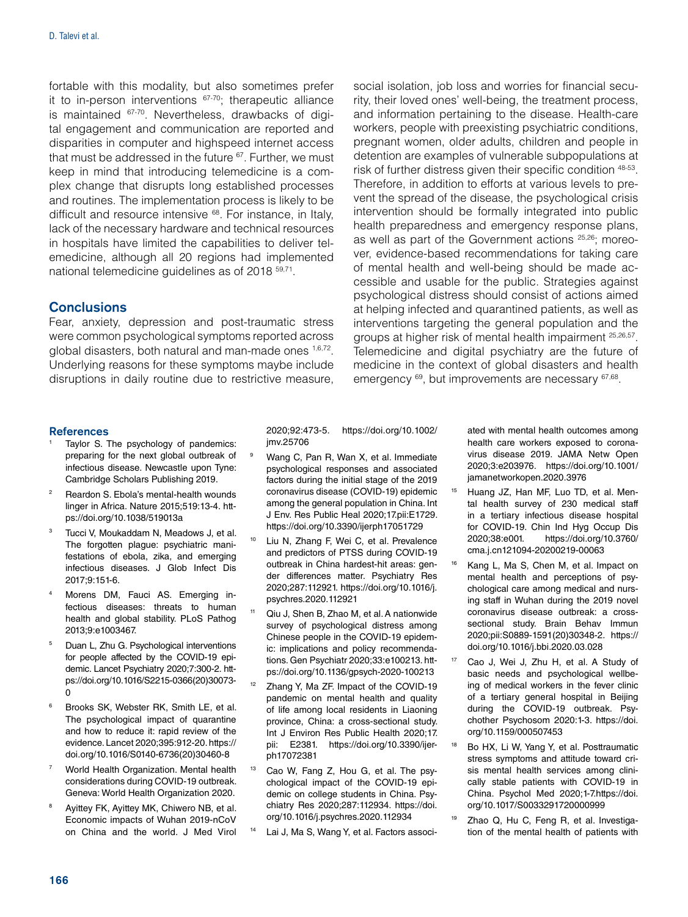fortable with this modality, but also sometimes prefer it to in-person interventions [67-70]; therapeutic alliance is maintained [67-70]. Nevertheless, drawbacks of digital engagement and communication are reported and disparities in computer and highspeed internet access that must be addressed in the future [67]. Further, we must keep in mind that introducing telemedicine is a complex change that disrupts long established processes and routines. The implementation process is likely to be difficult and resource intensive [68]. For instance, in Italy, lack of the necessary hardware and technical resources in hospitals have limited the capabilities to deliver telemedicine, although all 20 regions had implemented national telemedicine guidelines as of 2018 [59,71].

## Conclusions

Fear, anxiety, depression and post-traumatic stress were common psychological symptoms reported across global disasters, both natural and man-made ones [1,6,72]. Underlying reasons for these symptoms maybe include disruptions in daily routine due to restrictive measure, social isolation, job loss and worries for financial security, their loved ones' well-being, the treatment process, and information pertaining to the disease. Health-care workers, people with preexisting psychiatric conditions, pregnant women, older adults, children and people in detention are examples of vulnerable subpopulations at risk of further distress given their specific condition [48-53]. Therefore, in addition to efforts at various levels to prevent the spread of the disease, the psychological crisis intervention should be formally integrated into public health preparedness and emergency response plans, as well as part of the Government actions [25,26]; moreover, evidence-based recommendations for taking care of mental health and well-being should be made accessible and usable for the public. Strategies against psychological distress should consist of actions aimed at helping infected and quarantined patients, as well as interventions targeting the general population and the groups at higher risk of mental health impairment [25,26,57]. Telemedicine and digital psychiatry are the future of medicine in the context of global disasters and health emergency [69], but improvements are necessary [67,68].

## References

1. Taylor S. The psychology of pandemics: preparing for the next global outbreak of infectious disease. Newcastle upon Tyne: Cambridge Scholars Publishing 2019.
2. Reardon S. Ebola's mental-health wounds linger in Africa. Nature 2015;519:13-4. https://doi.org/10.1038/519013a
3. Tucci V, Moukaddam N, Meadows J, et al. The forgotten plague: psychiatric manifestations of ebola, zika, and emerging infectious diseases. J Glob Infect Dis 2017;9:151-6.
4. Morens DM, Fauci AS. Emerging infectious diseases: threats to human health and global stability. PLoS Pathog 2013;9:e1003467.
5. Duan L, Zhu G. Psychological interventions for people affected by the COVID-19 epidemic. Lancet Psychiatry 2020;7:300-2. https://doi.org/10.1016/S2215-0366(20)30073-0
6. Brooks SK, Webster RK, Smith LE, et al. The psychological impact of quarantine and how to reduce it: rapid review of the evidence. Lancet 2020;395:912-20. https://doi.org/10.1016/S0140-6736(20)30460-8
7. World Health Organization. Mental health considerations during COVID-19 outbreak. Geneva: World Health Organization 2020.
8. Ayittey FK, Ayittey MK, Chiwero NB, et al. Economic impacts of Wuhan 2019-nCoV on China and the world. J Med Virol 2020;92:473-5. https://doi.org/10.1002/jmv.25706
9. Wang C, Pan R, Wan X, et al. Immediate psychological responses and associated factors during the initial stage of the 2019 coronavirus disease (COVID-19) epidemic among the general population in China. Int J Env. Res Public Heal 2020;17.pii:E1729. https://doi.org/10.3390/ijerph17051729
10. Liu N, Zhang F, Wei C, et al. Prevalence and predictors of PTSS during COVID-19 outbreak in China hardest-hit areas: gender differences matter. Psychiatry Res 2020;287:112921. https://doi.org/10.1016/j.psychres.2020.112921
11. Qiu J, Shen B, Zhao M, et al. A nationwide survey of psychological distress among Chinese people in the COVID-19 epidemic: implications and policy recommendations. Gen Psychiatr 2020;33:e100213. https://doi.org/10.1136/gpsych-2020-100213
12. Zhang Y, Ma ZF. Impact of the COVID-19 pandemic on mental health and quality of life among local residents in Liaoning province, China: a cross-sectional study. Int J Environ Res Public Health 2020;17. pii: E2381. https://doi.org/10.3390/ijerph17072381
13. Cao W, Fang Z, Hou G, et al. The psychological impact of the COVID-19 epidemic on college students in China. Psychiatry Res 2020;287:112934. https://doi.org/10.1016/j.psychres.2020.112934
14. Lai J, Ma S, Wang Y, et al. Factors associated with mental health outcomes among health care workers exposed to coronavirus disease 2019. JAMA Netw Open 2020;3:e203976. https://doi.org/10.1001/jamanetworkopen.2020.3976
15. Huang JZ, Han MF, Luo TD, et al. Mental health survey of 230 medical staff in a tertiary infectious disease hospital for COVID-19. Chin Ind Hyg Occup Dis 2020;38:e001. https://doi.org/10.3760/cma.j.cn121094-20200219-00063
16. Kang L, Ma S, Chen M, et al. Impact on mental health and perceptions of psychological care among medical and nursing staff in Wuhan during the 2019 novel coronavirus disease outbreak: a cross-sectional study. Brain Behav Immun 2020;pii:S0889-1591(20)30348-2. https://doi.org/10.1016/j.bbi.2020.03.028
17. Cao J, Wei J, Zhu H, et al. A Study of basic needs and psychological wellbeing of medical workers in the fever clinic of a tertiary general hospital in Beijing during the COVID-19 outbreak. Psychother Psychosom 2020:1-3. https://doi.org/10.1159/000507453
18. Bo HX, Li W, Yang Y, et al. Posttraumatic stress symptoms and attitude toward crisis mental health services among clinically stable patients with COVID-19 in China. Psychol Med 2020;1-7.https://doi.org/10.1017/S0033291720000999
19. Zhao Q, Hu C, Feng R, et al. Investigation of the mental health of patients with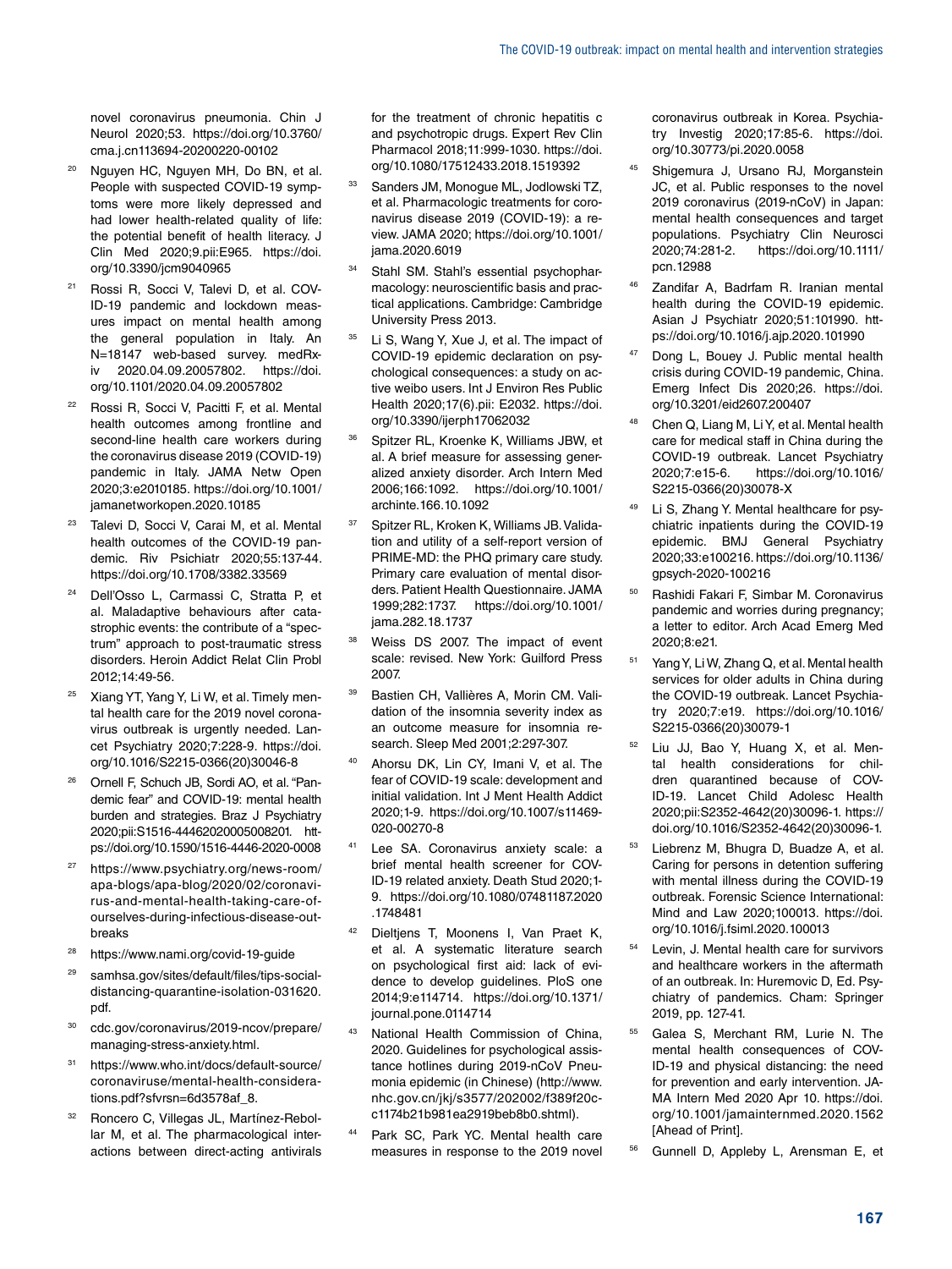novel coronavirus pneumonia. Chin J Neurol 2020;53. https://doi.org/10.3760/cma.j.cn113694-20200220-00102

20. Nguyen HC, Nguyen MH, Do BN, et al. People with suspected COVID-19 symptoms were more likely depressed and had lower health-related quality of life: the potential benefit of health literacy. J Clin Med 2020;9.pii:E965. https://doi.org/10.3390/jcm9040965
21. Rossi R, Socci V, Talevi D, et al. COVID-19 pandemic and lockdown measures impact on mental health among the general population in Italy. An N=18147 web-based survey. medRxiv 2020.04.09.20057802. https://doi.org/10.1101/2020.04.09.20057802
22. Rossi R, Socci V, Pacitti F, et al. Mental health outcomes among frontline and second-line health care workers during the coronavirus disease 2019 (COVID-19) pandemic in Italy. JAMA Netw Open 2020;3:e2010185. https://doi.org/10.1001/jamanetworkopen.2020.10185
23. Talevi D, Socci V, Carai M, et al. Mental health outcomes of the COVID-19 pandemic. Riv Psichiatr 2020;55:137-44. https://doi.org/10.1708/3382.33569
24. Dell'Osso L, Carmassi C, Stratta P, et al. Maladaptive behaviours after catastrophic events: the contribute of a "spectrum" approach to post-traumatic stress disorders. Heroin Addict Relat Clin Probl 2012;14:49-56.
25. Xiang YT, Yang Y, Li W, et al. Timely mental health care for the 2019 novel coronavirus outbreak is urgently needed. Lancet Psychiatry 2020;7:228-9. https://doi.org/10.1016/S2215-0366(20)30046-8
26. Ornell F, Schuch JB, Sordi AO, et al. "Pandemic fear" and COVID-19: mental health burden and strategies. Braz J Psychiatry 2020;pii:S1516-44462020005008201. https://doi.org/10.1590/1516-4446-2020-0008
27. https://www.psychiatry.org/news-room/apa-blogs/apa-blog/2020/02/coronavirus-and-mental-health-taking-care-of-ourselves-during-infectious-disease-outbreaks
28. https://www.nami.org/covid-19-guide
29. samhsa.gov/sites/default/files/tips-social-distancing-quarantine-isolation-031620.pdf.
30. cdc.gov/coronavirus/2019-ncov/prepare/managing-stress-anxiety.html.
31. https://www.who.int/docs/default-source/coronaviruse/mental-health-considerations.pdf?sfvrsn=6d3578af_8.
32. Roncero C, Villegas JL, Martínez-Rebollar M, et al. The pharmacological interactions between direct-acting antivirals for the treatment of chronic hepatitis c and psychotropic drugs. Expert Rev Clin Pharmacol 2018;11:999-1030. https://doi.org/10.1080/17512433.2018.1519392
33. Sanders JM, Monogue ML, Jodlowski TZ, et al. Pharmacologic treatments for coronavirus disease 2019 (COVID-19): a review. JAMA 2020; https://doi.org/10.1001/jama.2020.6019
34. Stahl SM. Stahl's essential psychopharmacology: neuroscientific basis and practical applications. Cambridge: Cambridge University Press 2013.
35. Li S, Wang Y, Xue J, et al. The impact of COVID-19 epidemic declaration on psychological consequences: a study on active weibo users. Int J Environ Res Public Health 2020;17(6).pii: E2032. https://doi.org/10.3390/ijerph17062032
36. Spitzer RL, Kroenke K, Williams JBW, et al. A brief measure for assessing generalized anxiety disorder. Arch Intern Med 2006;166:1092. https://doi.org/10.1001/archinte.166.10.1092
37. Spitzer RL, Kroken K, Williams JB. Validation and utility of a self-report version of PRIME-MD: the PHQ primary care study. Primary care evaluation of mental disorders. Patient Health Questionnaire. JAMA 1999;282:1737. https://doi.org/10.1001/jama.282.18.1737
38. Weiss DS 2007. The impact of event scale: revised. New York: Guilford Press 2007.
39. Bastien CH, Vallières A, Morin CM. Validation of the insomnia severity index as an outcome measure for insomnia research. Sleep Med 2001;2:297-307.
40. Ahorsu DK, Lin CY, Imani V, et al. The fear of COVID-19 scale: development and initial validation. Int J Ment Health Addict 2020;1-9. https://doi.org/10.1007/s11469-020-00270-8
41. Lee SA. Coronavirus anxiety scale: a brief mental health screener for COVID-19 related anxiety. Death Stud 2020;1-9. https://doi.org/10.1080/07481187.2020.1748481
42. Dieltjens T, Moonens I, Van Praet K, et al. A systematic literature search on psychological first aid: lack of evidence to develop guidelines. PloS one 2014;9:e114714. https://doi.org/10.1371/journal.pone.0114714
43. National Health Commission of China, 2020. Guidelines for psychological assistance hotlines during 2019-nCoV Pneumonia epidemic (in Chinese) (http://www.nhc.gov.cn/jkj/s3577/202002/f389f20cc1174b21b981ea2919beb8b0.shtml).
44. Park SC, Park YC. Mental health care measures in response to the 2019 novel coronavirus outbreak in Korea. Psychiatry Investig 2020;17:85-6. https://doi.org/10.30773/pi.2020.0058
45. Shigemura J, Ursano RJ, Morganstein JC, et al. Public responses to the novel 2019 coronavirus (2019-nCoV) in Japan: mental health consequences and target populations. Psychiatry Clin Neurosci 2020;74:281-2. https://doi.org/10.1111/pcn.12988
46. Zandifar A, Badrfam R. Iranian mental health during the COVID-19 epidemic. Asian J Psychiatr 2020;51:101990. https://doi.org/10.1016/j.ajp.2020.101990
47. Dong L, Bouey J. Public mental health crisis during COVID-19 pandemic, China. Emerg Infect Dis 2020;26. https://doi.org/10.3201/eid2607.200407
48. Chen Q, Liang M, Li Y, et al. Mental health care for medical staff in China during the COVID-19 outbreak. Lancet Psychiatry 2020;7:e15-6. https://doi.org/10.1016/S2215-0366(20)30078-X
49. Li S, Zhang Y. Mental healthcare for psychiatric inpatients during the COVID-19 epidemic. BMJ General Psychiatry 2020;33:e100216. https://doi.org/10.1136/gpsych-2020-100216
50. Rashidi Fakari F, Simbar M. Coronavirus pandemic and worries during pregnancy; a letter to editor. Arch Acad Emerg Med 2020;8:e21.
51. Yang Y, Li W, Zhang Q, et al. Mental health services for older adults in China during the COVID-19 outbreak. Lancet Psychiatry 2020;7:e19. https://doi.org/10.1016/S2215-0366(20)30079-1
52. Liu JJ, Bao Y, Huang X, et al. Mental health considerations for children quarantined because of COVID-19. Lancet Child Adolesc Health 2020;pii:S2352-4642(20)30096-1. https://doi.org/10.1016/S2352-4642(20)30096-1.
53. Liebrenz M, Bhugra D, Buadze A, et al. Caring for persons in detention suffering with mental illness during the COVID-19 outbreak. Forensic Science International: Mind and Law 2020;100013. https://doi.org/10.1016/j.fsiml.2020.100013
54. Levin, J. Mental health care for survivors and healthcare workers in the aftermath of an outbreak. In: Huremovic D, Ed. Psychiatry of pandemics. Cham: Springer 2019, pp. 127-41.
55. Galea S, Merchant RM, Lurie N. The mental health consequences of COVID-19 and physical distancing: the need for prevention and early intervention. JAMA Intern Med 2020 Apr 10. https://doi.org/10.1001/jamainternmed.2020.1562 [Ahead of Print].
56. Gunnell D, Appleby L, Arensman E, et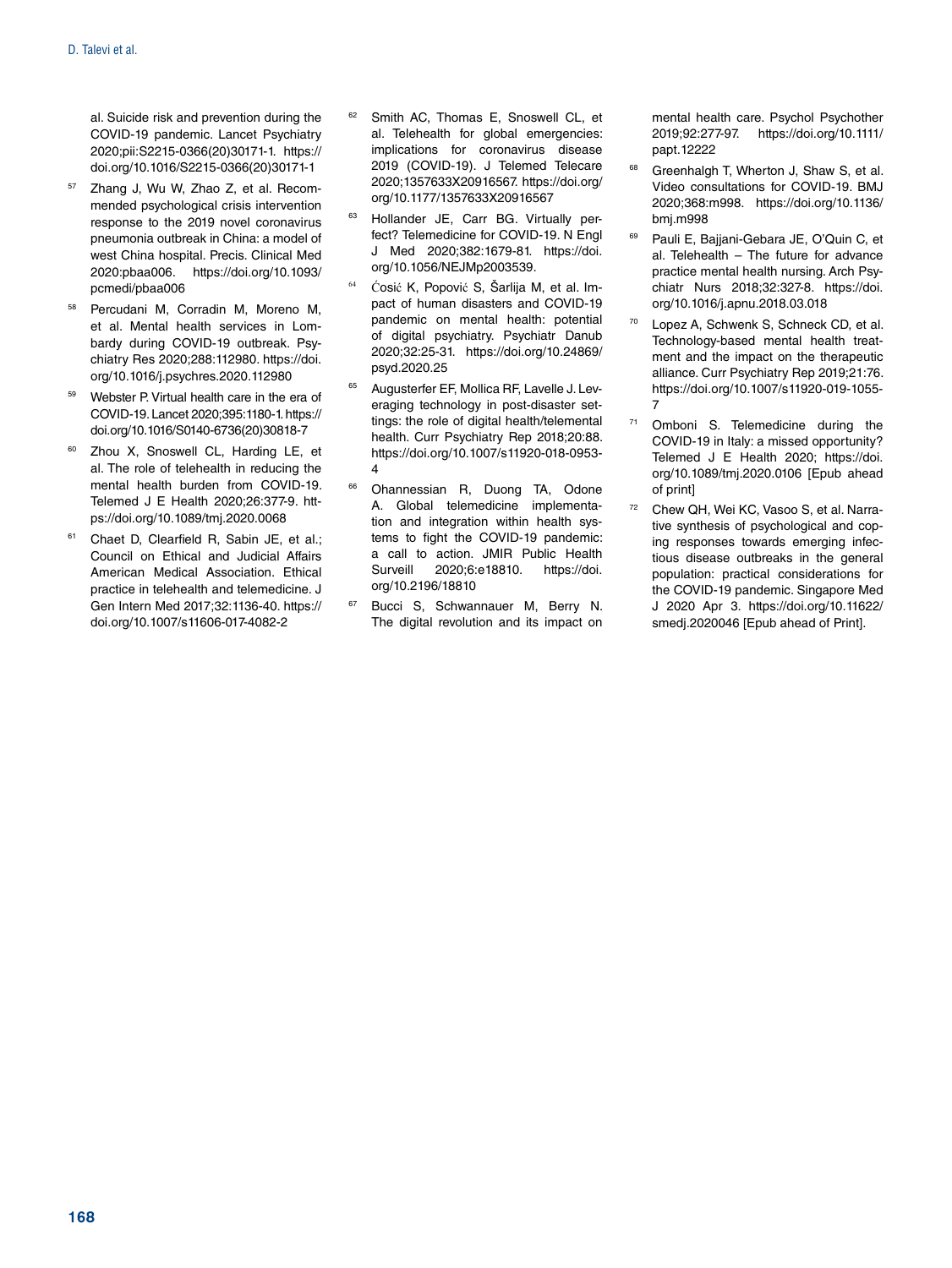al. Suicide risk and prevention during the COVID-19 pandemic. Lancet Psychiatry 2020;pii:S2215-0366(20)30171-1. https://doi.org/10.1016/S2215-0366(20)30171-1

57 Zhang J, Wu W, Zhao Z, et al. Recommended psychological crisis intervention response to the 2019 novel coronavirus pneumonia outbreak in China: a model of west China hospital. Precis. Clinical Med 2020:pbaa006. https://doi.org/10.1093/pcmedi/pbaa006

58 Percudani M, Corradin M, Moreno M, et al. Mental health services in Lombardy during COVID-19 outbreak. Psychiatry Res 2020;288:112980. https://doi.org/10.1016/j.psychres.2020.112980

59 Webster P. Virtual health care in the era of COVID-19. Lancet 2020;395:1180-1. https://doi.org/10.1016/S0140-6736(20)30818-7

60 Zhou X, Snoswell CL, Harding LE, et al. The role of telehealth in reducing the mental health burden from COVID-19. Telemed J E Health 2020;26:377-9. https://doi.org/10.1089/tmj.2020.0068

61 Chaet D, Clearfield R, Sabin JE, et al.; Council on Ethical and Judicial Affairs American Medical Association. Ethical practice in telehealth and telemedicine. J Gen Intern Med 2017;32:1136-40. https://doi.org/10.1007/s11606-017-4082-2

62 Smith AC, Thomas E, Snoswell CL, et al. Telehealth for global emergencies: implications for coronavirus disease 2019 (COVID-19). J Telemed Telecare 2020;1357633X20916567. https://doi.org/10.1177/1357633X20916567

63 Hollander JE, Carr BG. Virtually perfect? Telemedicine for COVID-19. N Engl J Med 2020;382:1679-81. https://doi.org/10.1056/NEJMp2003539.

64 Ćosić K, Popović S, Šarlija M, et al. Impact of human disasters and COVID-19 pandemic on mental health: potential of digital psychiatry. Psychiatr Danub 2020;32:25-31. https://doi.org/10.24869/psyd.2020.25

65 Augusterfer EF, Mollica RF, Lavelle J. Leveraging technology in post-disaster settings: the role of digital health/telemental health. Curr Psychiatry Rep 2018;20:88. https://doi.org/10.1007/s11920-018-0953-4

66 Ohannessian R, Duong TA, Odone A. Global telemedicine implementation and integration within health systems to fight the COVID-19 pandemic: a call to action. JMIR Public Health Surveill 2020;6:e18810. https://doi.org/10.2196/18810

67 Bucci S, Schwannauer M, Berry N. The digital revolution and its impact on mental health care. Psychol Psychother 2019;92:277-97. https://doi.org/10.1111/papt.12222

68 Greenhalgh T, Wherton J, Shaw S, et al. Video consultations for COVID-19. BMJ 2020;368:m998. https://doi.org/10.1136/bmj.m998

69 Pauli E, Bajjani-Gebara JE, O'Quin C, et al. Telehealth – The future for advance practice mental health nursing. Arch Psychiatr Nurs 2018;32:327-8. https://doi.org/10.1016/j.apnu.2018.03.018

70 Lopez A, Schwenk S, Schneck CD, et al. Technology-based mental health treatment and the impact on the therapeutic alliance. Curr Psychiatry Rep 2019;21:76. https://doi.org/10.1007/s11920-019-1055-7

71 Omboni S. Telemedicine during the COVID-19 in Italy: a missed opportunity? Telemed J E Health 2020; https://doi.org/10.1089/tmj.2020.0106 [Epub ahead of print]

72 Chew QH, Wei KC, Vasoo S, et al. Narrative synthesis of psychological and coping responses towards emerging infectious disease outbreaks in the general population: practical considerations for the COVID-19 pandemic. Singapore Med J 2020 Apr 3. https://doi.org/10.11622/smedj.2020046 [Epub ahead of Print].